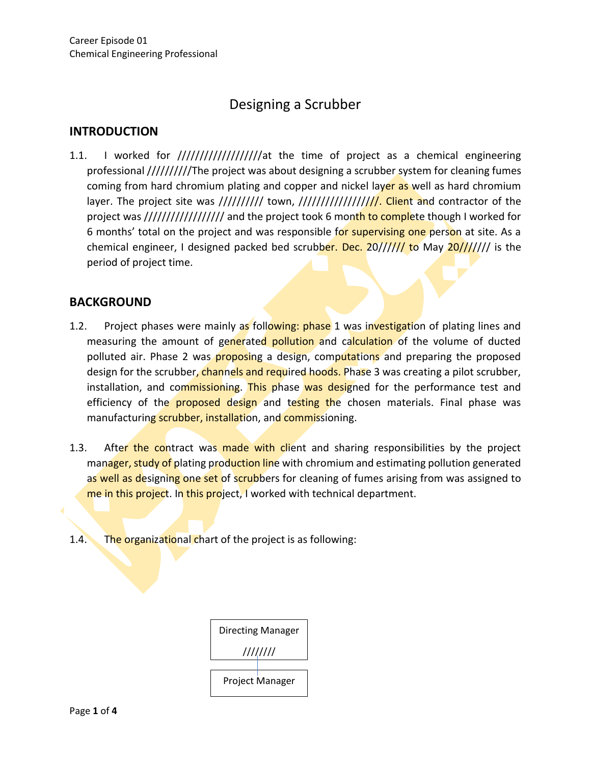Career Episode 01
Chemical Engineering Professional

# Designing a Scrubber

## INTRODUCTION

1.1. I worked for //////////////////at the time of project as a chemical engineering professional //////////The project was about designing a scrubber system for cleaning fumes coming from hard chromium plating and copper and nickel layer as well as hard chromium layer. The project site was ////////// town, /////////////////. Client and contractor of the project was ///////////////// and the project took 6 month to complete though I worked for 6 months' total on the project and was responsible for supervising one person at site. As a chemical engineer, I designed packed bed scrubber. Dec. 20////// to May 20/////// is the period of project time.

## BACKGROUND

1.2. Project phases were mainly as following: phase 1 was investigation of plating lines and measuring the amount of generated pollution and calculation of the volume of ducted polluted air. Phase 2 was proposing a design, computations and preparing the proposed design for the scrubber, channels and required hoods. Phase 3 was creating a pilot scrubber, installation, and commissioning. This phase was designed for the performance test and efficiency of the proposed design and testing the chosen materials. Final phase was manufacturing scrubber, installation, and commissioning.

1.3. After the contract was made with client and sharing responsibilities by the project manager, study of plating production line with chromium and estimating pollution generated as well as designing one set of scrubbers for cleaning of fumes arising from was assigned to me in this project. In this project, I worked with technical department.

1.4. The organizational chart of the project is as following:

Directing Manager
////////

Project Manager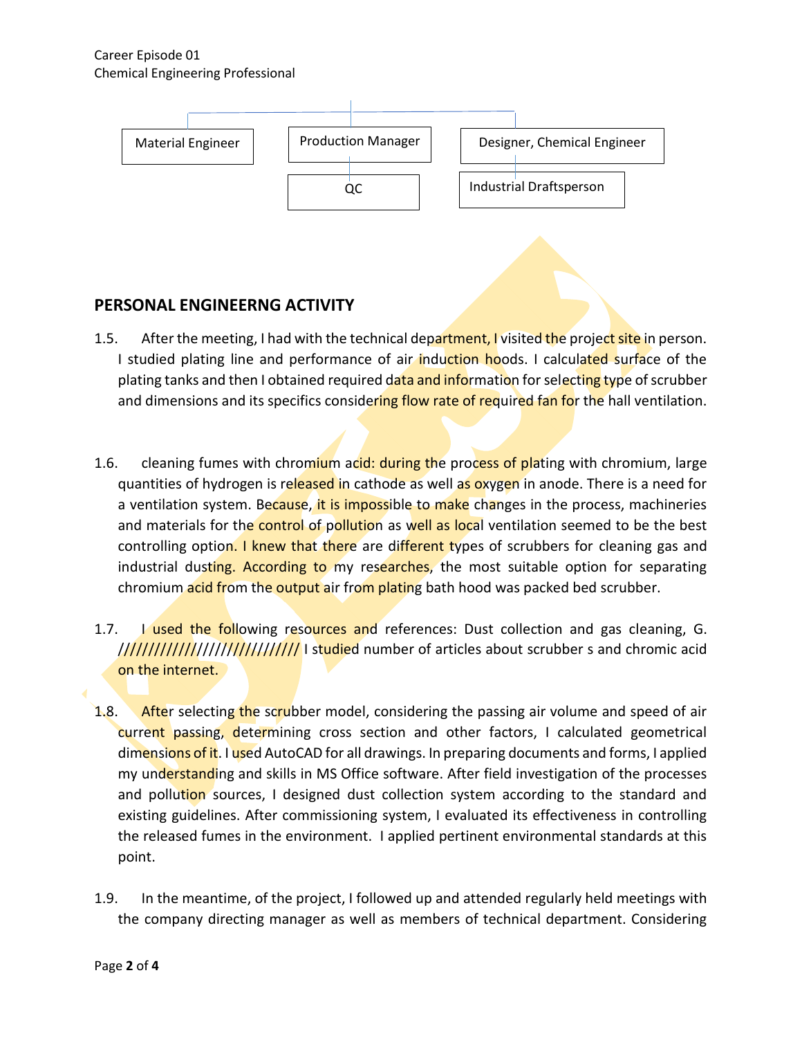Career Episode 01
Chemical Engineering Professional

Material Engineer | Production Manager | Designer, Chemical Engineer

QC | Industrial Draftsperson

## PERSONAL ENGINEERNG ACTIVITY

1.5. After the meeting, I had with the technical department, I visited the project site in person. I studied plating line and performance of air induction hoods. I calculated surface of the plating tanks and then I obtained required data and information for selecting type of scrubber and dimensions and its specifics considering flow rate of required fan for the hall ventilation.

1.6. cleaning fumes with chromium acid: during the process of plating with chromium, large quantities of hydrogen is released in cathode as well as oxygen in anode. There is a need for a ventilation system. Because, it is impossible to make changes in the process, machineries and materials for the control of pollution as well as local ventilation seemed to be the best controlling option. I knew that there are different types of scrubbers for cleaning gas and industrial dusting. According to my researches, the most suitable option for separating chromium acid from the output air from plating bath hood was packed bed scrubber.

1.7. I used the following resources and references: Dust collection and gas cleaning, G. ///////////////////////////// I studied number of articles about scrubber s and chromic acid on the internet.

1.8. After selecting the scrubber model, considering the passing air volume and speed of air current passing, determining cross section and other factors, I calculated geometrical dimensions of it. I used AutoCAD for all drawings. In preparing documents and forms, I applied my understanding and skills in MS Office software. After field investigation of the processes and pollution sources, I designed dust collection system according to the standard and existing guidelines. After commissioning system, I evaluated its effectiveness in controlling the released fumes in the environment. I applied pertinent environmental standards at this point.

1.9. In the meantime, of the project, I followed up and attended regularly held meetings with the company directing manager as well as members of technical department. Considering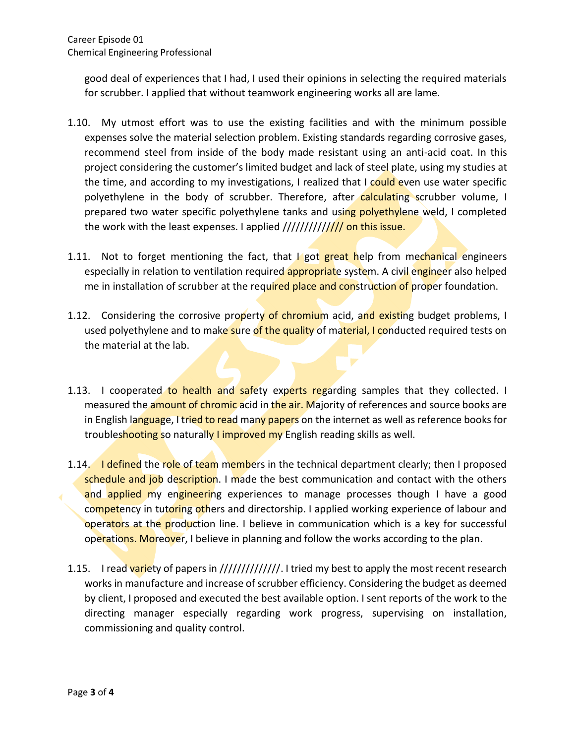good deal of experiences that I had, I used their opinions in selecting the required materials for scrubber. I applied that without teamwork engineering works all are lame.

1.10. My utmost effort was to use the existing facilities and with the minimum possible expenses solve the material selection problem. Existing standards regarding corrosive gases, recommend steel from inside of the body made resistant using an anti-acid coat. In this project considering the customer's limited budget and lack of steel plate, using my studies at the time, and according to my investigations, I realized that I could even use water specific polyethylene in the body of scrubber. Therefore, after calculating scrubber volume, I prepared two water specific polyethylene tanks and using polyethylene weld, I completed the work with the least expenses. I applied ////////////// on this issue.

1.11. Not to forget mentioning the fact, that I got great help from mechanical engineers especially in relation to ventilation required appropriate system. A civil engineer also helped me in installation of scrubber at the required place and construction of proper foundation.

1.12. Considering the corrosive property of chromium acid, and existing budget problems, I used polyethylene and to make sure of the quality of material, I conducted required tests on the material at the lab.

1.13. I cooperated to health and safety experts regarding samples that they collected. I measured the amount of chromic acid in the air. Majority of references and source books are in English language, I tried to read many papers on the internet as well as reference books for troubleshooting so naturally I improved my English reading skills as well.

1.14. I defined the role of team members in the technical department clearly; then I proposed schedule and job description. I made the best communication and contact with the others and applied my engineering experiences to manage processes though I have a good competency in tutoring others and directorship. I applied working experience of labour and operators at the production line. I believe in communication which is a key for successful operations. Moreover, I believe in planning and follow the works according to the plan.

1.15. I read variety of papers in //////////////. I tried my best to apply the most recent research works in manufacture and increase of scrubber efficiency. Considering the budget as deemed by client, I proposed and executed the best available option. I sent reports of the work to the directing manager especially regarding work progress, supervising on installation, commissioning and quality control.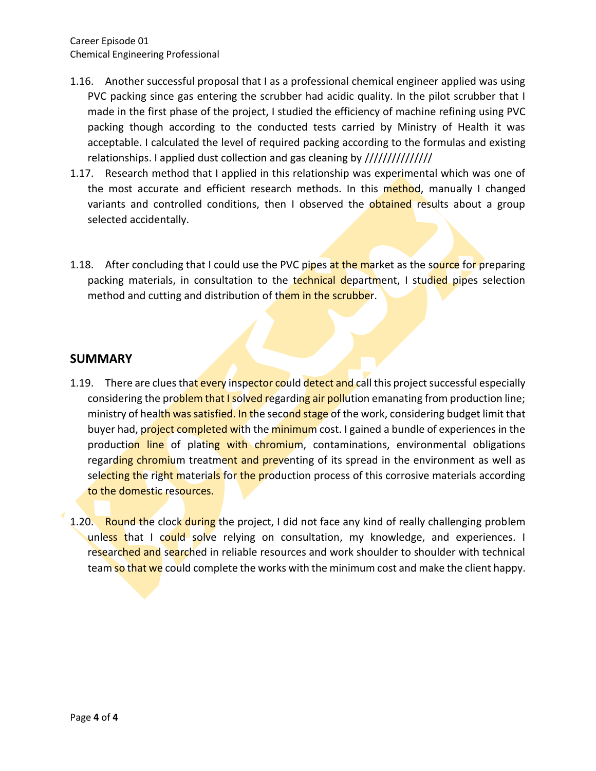1.16. Another successful proposal that I as a professional chemical engineer applied was using PVC packing since gas entering the scrubber had acidic quality. In the pilot scrubber that I made in the first phase of the project, I studied the efficiency of machine refining using PVC packing though according to the conducted tests carried by Ministry of Health it was acceptable. I calculated the level of required packing according to the formulas and existing relationships. I applied dust collection and gas cleaning by ///////////////

1.17. Research method that I applied in this relationship was experimental which was one of the most accurate and efficient research methods. In this method, manually I changed variants and controlled conditions, then I observed the obtained results about a group selected accidentally.

1.18. After concluding that I could use the PVC pipes at the market as the source for preparing packing materials, in consultation to the technical department, I studied pipes selection method and cutting and distribution of them in the scrubber.

## SUMMARY

1.19. There are clues that every inspector could detect and call this project successful especially considering the problem that I solved regarding air pollution emanating from production line; ministry of health was satisfied. In the second stage of the work, considering budget limit that buyer had, project completed with the minimum cost. I gained a bundle of experiences in the production line of plating with chromium, contaminations, environmental obligations regarding chromium treatment and preventing of its spread in the environment as well as selecting the right materials for the production process of this corrosive materials according to the domestic resources.

1.20. Round the clock during the project, I did not face any kind of really challenging problem unless that I could solve relying on consultation, my knowledge, and experiences. I researched and searched in reliable resources and work shoulder to shoulder with technical team so that we could complete the works with the minimum cost and make the client happy.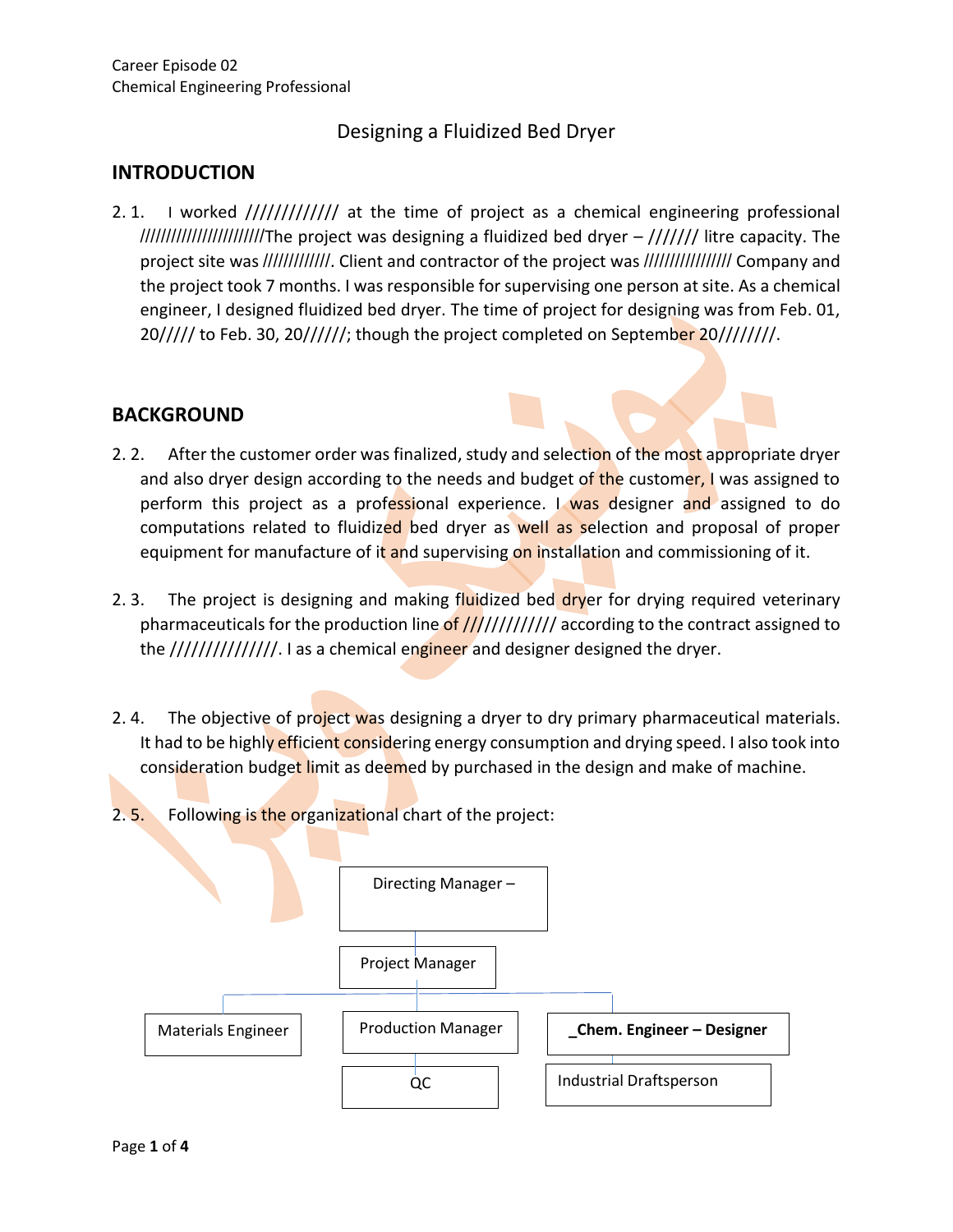Career Episode 02
Chemical Engineering Professional

# Designing a Fluidized Bed Dryer

## INTRODUCTION

2. 1. I worked ///////////// at the time of project as a chemical engineering professional ///////////////////////The project was designing a fluidized bed dryer – /////// litre capacity. The project site was ////////////. Client and contractor of the project was //////////////// Company and the project took 7 months. I was responsible for supervising one person at site. As a chemical engineer, I designed fluidized bed dryer. The time of project for designing was from Feb. 01, 20///// to Feb. 30, 20//////; though the project completed on September 20////////.

## BACKGROUND

2. 2. After the customer order was finalized, study and selection of the most appropriate dryer and also dryer design according to the needs and budget of the customer, I was assigned to perform this project as a professional experience. I was designer and assigned to do computations related to fluidized bed dryer as well as selection and proposal of proper equipment for manufacture of it and supervising on installation and commissioning of it.

2. 3. The project is designing and making fluidized bed dryer for drying required veterinary pharmaceuticals for the production line of ///////////// according to the contract assigned to the ///////////////. I as a chemical engineer and designer designed the dryer.

2. 4. The objective of project was designing a dryer to dry primary pharmaceutical materials. It had to be highly efficient considering energy consumption and drying speed. I also took into consideration budget limit as deemed by purchased in the design and make of machine.

2. 5. Following is the organizational chart of the project:

- Directing Manager –
  - Project Manager
    - Materials Engineer
    - Production Manager
      - QC
    - **_Chem. Engineer – Designer**
      - Industrial Draftsperson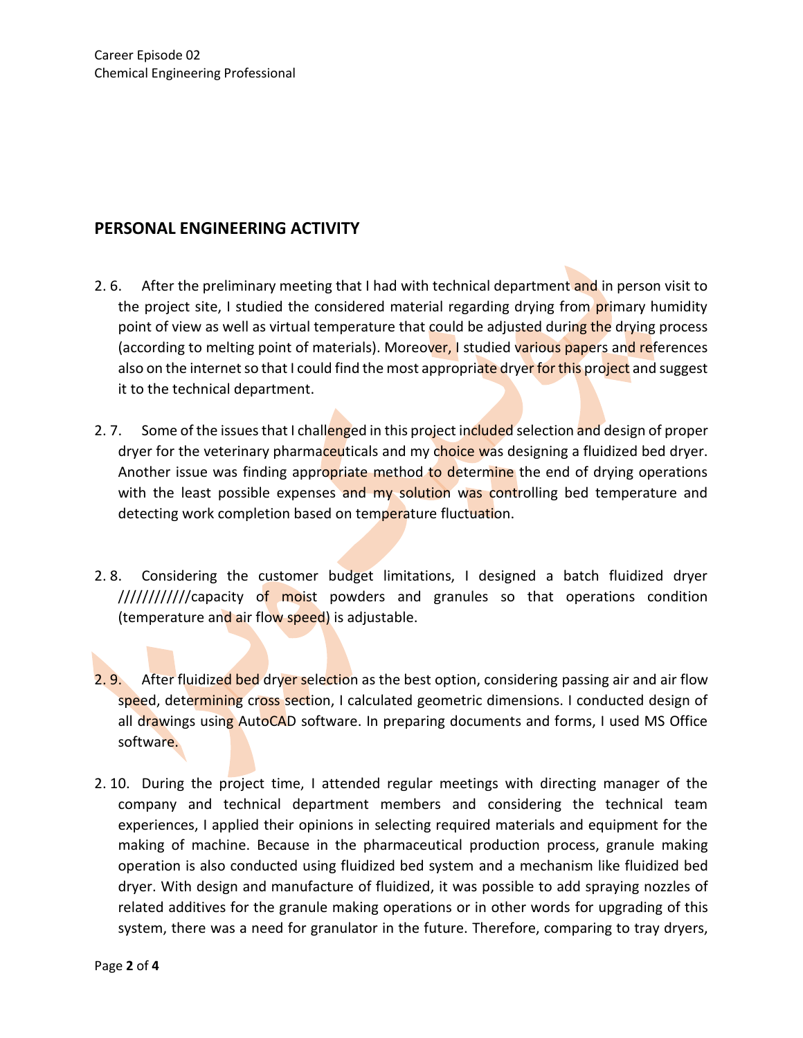## PERSONAL ENGINEERING ACTIVITY

2.6. After the preliminary meeting that I had with technical department and in person visit to the project site, I studied the considered material regarding drying from primary humidity point of view as well as virtual temperature that could be adjusted during the drying process (according to melting point of materials). Moreover, I studied various papers and references also on the internet so that I could find the most appropriate dryer for this project and suggest it to the technical department.

2.7. Some of the issues that I challenged in this project included selection and design of proper dryer for the veterinary pharmaceuticals and my choice was designing a fluidized bed dryer. Another issue was finding appropriate method to determine the end of drying operations with the least possible expenses and my solution was controlling bed temperature and detecting work completion based on temperature fluctuation.

2.8. Considering the customer budget limitations, I designed a batch fluidized dryer ////////////capacity of moist powders and granules so that operations condition (temperature and air flow speed) is adjustable.

2.9. After fluidized bed dryer selection as the best option, considering passing air and air flow speed, determining cross section, I calculated geometric dimensions. I conducted design of all drawings using AutoCAD software. In preparing documents and forms, I used MS Office software.

2.10. During the project time, I attended regular meetings with directing manager of the company and technical department members and considering the technical team experiences, I applied their opinions in selecting required materials and equipment for the making of machine. Because in the pharmaceutical production process, granule making operation is also conducted using fluidized bed system and a mechanism like fluidized bed dryer. With design and manufacture of fluidized, it was possible to add spraying nozzles of related additives for the granule making operations or in other words for upgrading of this system, there was a need for granulator in the future. Therefore, comparing to tray dryers,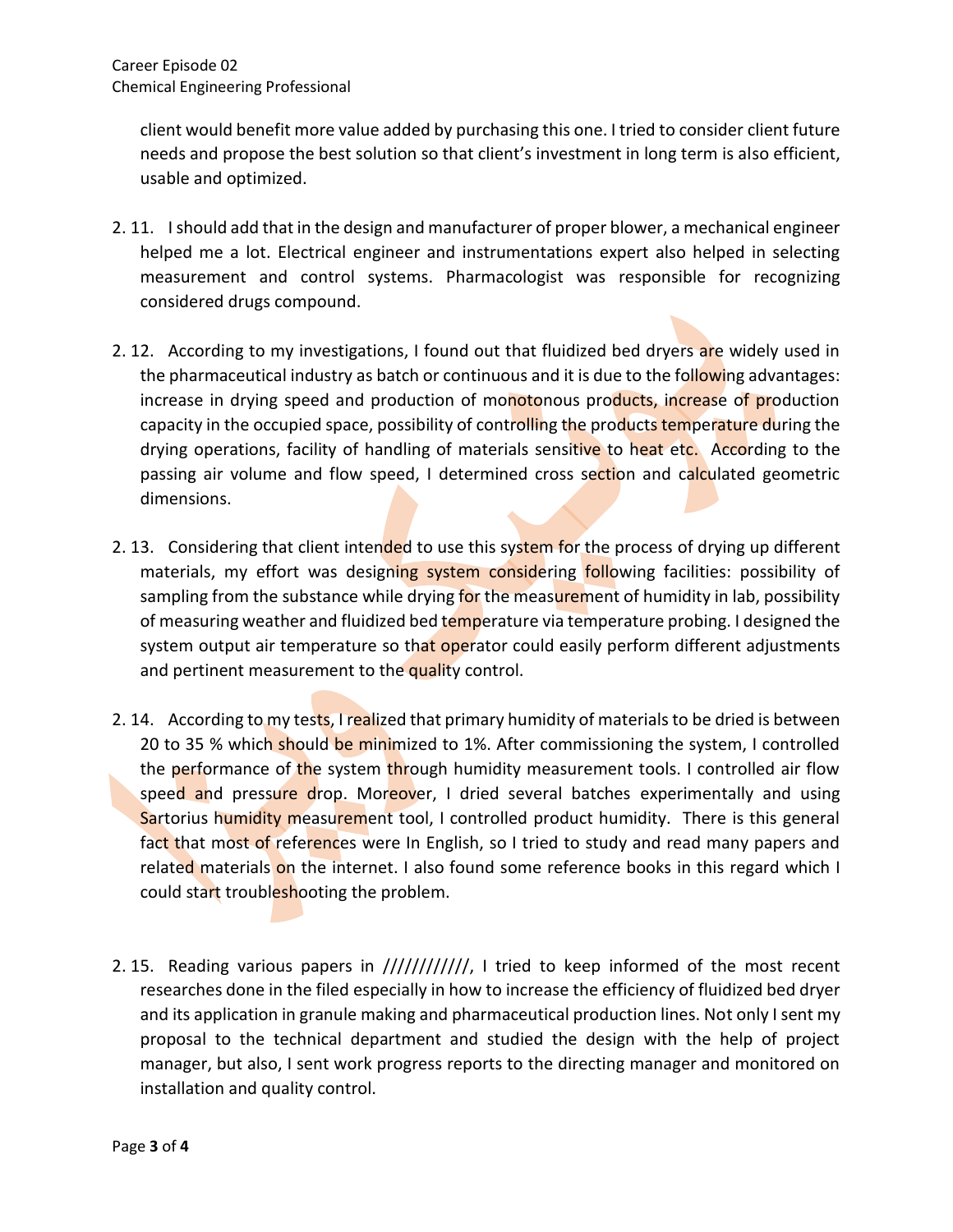client would benefit more value added by purchasing this one. I tried to consider client future needs and propose the best solution so that client's investment in long term is also efficient, usable and optimized.

2. 11. I should add that in the design and manufacturer of proper blower, a mechanical engineer helped me a lot. Electrical engineer and instrumentations expert also helped in selecting measurement and control systems. Pharmacologist was responsible for recognizing considered drugs compound.

2. 12. According to my investigations, I found out that fluidized bed dryers are widely used in the pharmaceutical industry as batch or continuous and it is due to the following advantages: increase in drying speed and production of monotonous products, increase of production capacity in the occupied space, possibility of controlling the products temperature during the drying operations, facility of handling of materials sensitive to heat etc. According to the passing air volume and flow speed, I determined cross section and calculated geometric dimensions.

2. 13. Considering that client intended to use this system for the process of drying up different materials, my effort was designing system considering following facilities: possibility of sampling from the substance while drying for the measurement of humidity in lab, possibility of measuring weather and fluidized bed temperature via temperature probing. I designed the system output air temperature so that operator could easily perform different adjustments and pertinent measurement to the quality control.

2. 14. According to my tests, I realized that primary humidity of materials to be dried is between 20 to 35 % which should be minimized to 1%. After commissioning the system, I controlled the performance of the system through humidity measurement tools. I controlled air flow speed and pressure drop. Moreover, I dried several batches experimentally and using Sartorius humidity measurement tool, I controlled product humidity. There is this general fact that most of references were In English, so I tried to study and read many papers and related materials on the internet. I also found some reference books in this regard which I could start troubleshooting the problem.

2. 15. Reading various papers in ////////////, I tried to keep informed of the most recent researches done in the filed especially in how to increase the efficiency of fluidized bed dryer and its application in granule making and pharmaceutical production lines. Not only I sent my proposal to the technical department and studied the design with the help of project manager, but also, I sent work progress reports to the directing manager and monitored on installation and quality control.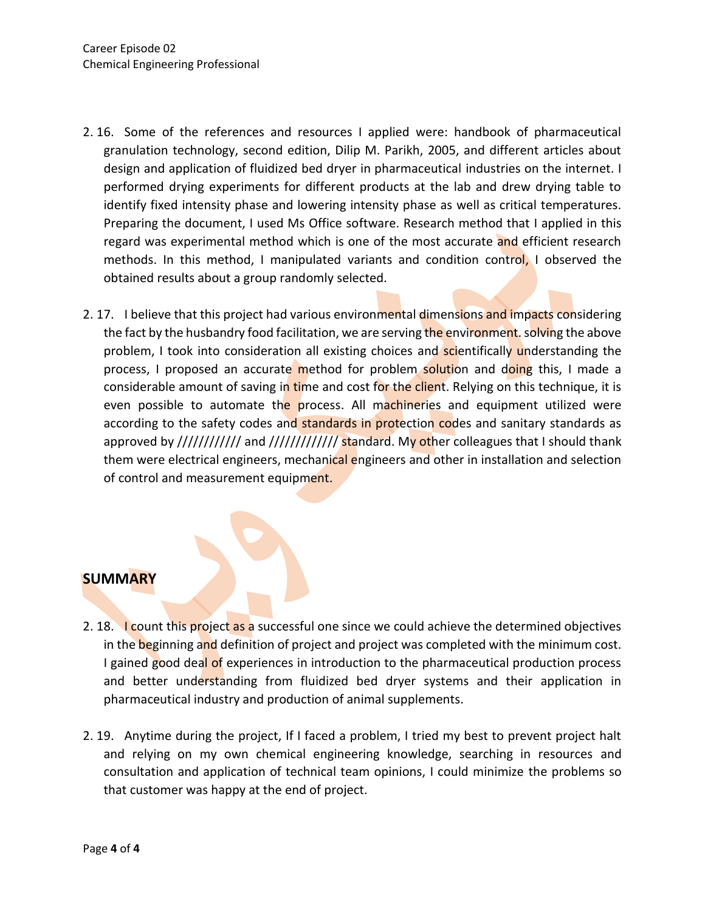2. 16. Some of the references and resources I applied were: handbook of pharmaceutical granulation technology, second edition, Dilip M. Parikh, 2005, and different articles about design and application of fluidized bed dryer in pharmaceutical industries on the internet. I performed drying experiments for different products at the lab and drew drying table to identify fixed intensity phase and lowering intensity phase as well as critical temperatures. Preparing the document, I used Ms Office software. Research method that I applied in this regard was experimental method which is one of the most accurate and efficient research methods. In this method, I manipulated variants and condition control, I observed the obtained results about a group randomly selected.

2. 17. I believe that this project had various environmental dimensions and impacts considering the fact by the husbandry food facilitation, we are serving the environment. solving the above problem, I took into consideration all existing choices and scientifically understanding the process, I proposed an accurate method for problem solution and doing this, I made a considerable amount of saving in time and cost for the client. Relying on this technique, it is even possible to automate the process. All machineries and equipment utilized were according to the safety codes and standards in protection codes and sanitary standards as approved by //////////// and ///////////// standard. My other colleagues that I should thank them were electrical engineers, mechanical engineers and other in installation and selection of control and measurement equipment.

## SUMMARY

2. 18. I count this project as a successful one since we could achieve the determined objectives in the beginning and definition of project and project was completed with the minimum cost. I gained good deal of experiences in introduction to the pharmaceutical production process and better understanding from fluidized bed dryer systems and their application in pharmaceutical industry and production of animal supplements.

2. 19. Anytime during the project, If I faced a problem, I tried my best to prevent project halt and relying on my own chemical engineering knowledge, searching in resources and consultation and application of technical team opinions, I could minimize the problems so that customer was happy at the end of project.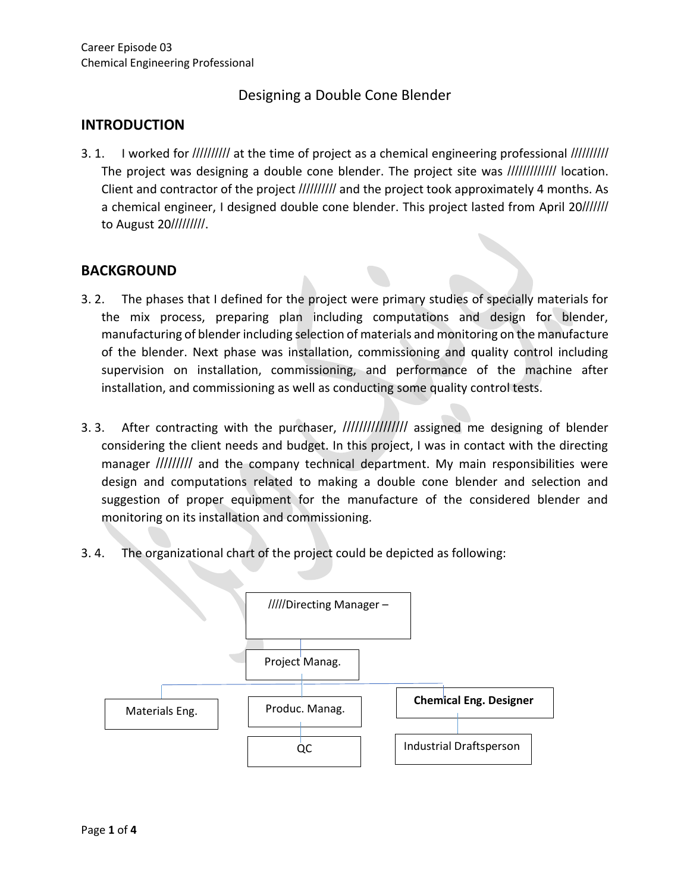# Designing a Double Cone Blender

## INTRODUCTION

3. 1. I worked for ////////// at the time of project as a chemical engineering professional ////////// The project was designing a double cone blender. The project site was ///////////// location. Client and contractor of the project ////////// and the project took approximately 4 months. As a chemical engineer, I designed double cone blender. This project lasted from April 20/////// to August 20/////////.

## BACKGROUND

3. 2. The phases that I defined for the project were primary studies of specially materials for the mix process, preparing plan including computations and design for blender, manufacturing of blender including selection of materials and monitoring on the manufacture of the blender. Next phase was installation, commissioning and quality control including supervision on installation, commissioning, and performance of the machine after installation, and commissioning as well as conducting some quality control tests.

3. 3. After contracting with the purchaser, //////////////// assigned me designing of blender considering the client needs and budget. In this project, I was in contact with the directing manager ///////// and the company technical department. My main responsibilities were design and computations related to making a double cone blender and selection and suggestion of proper equipment for the manufacture of the considered blender and monitoring on its installation and commissioning.

3. 4. The organizational chart of the project could be depicted as following:

- /////Directing Manager –
  - Project Manag.
    - Materials Eng.
    - Produc. Manag.
      - QC
    - **Chemical Eng. Designer**
      - Industrial Draftsperson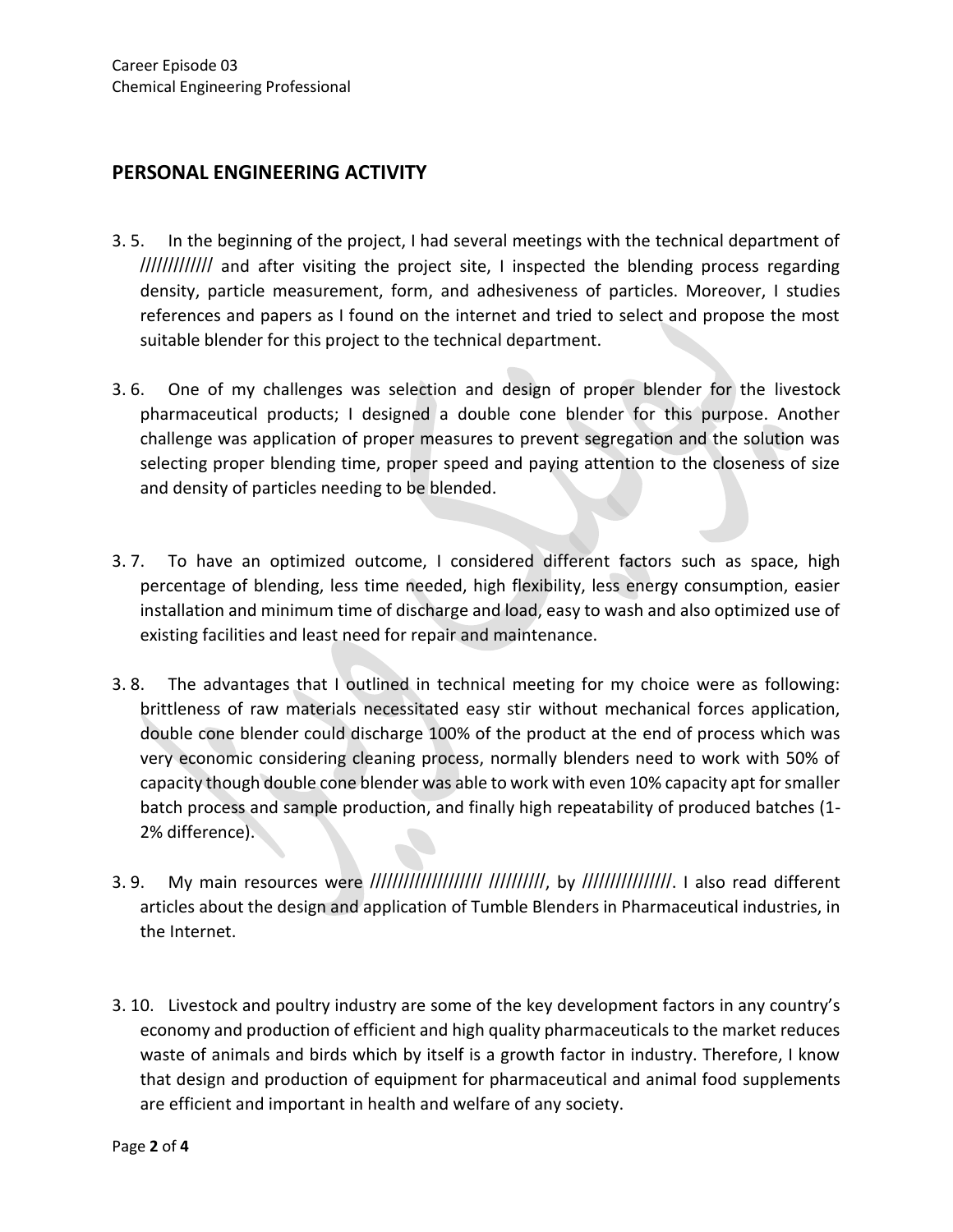## PERSONAL ENGINEERING ACTIVITY

3. 5. In the beginning of the project, I had several meetings with the technical department of //////////// and after visiting the project site, I inspected the blending process regarding density, particle measurement, form, and adhesiveness of particles. Moreover, I studies references and papers as I found on the internet and tried to select and propose the most suitable blender for this project to the technical department.

3. 6. One of my challenges was selection and design of proper blender for the livestock pharmaceutical products; I designed a double cone blender for this purpose. Another challenge was application of proper measures to prevent segregation and the solution was selecting proper blending time, proper speed and paying attention to the closeness of size and density of particles needing to be blended.

3. 7. To have an optimized outcome, I considered different factors such as space, high percentage of blending, less time needed, high flexibility, less energy consumption, easier installation and minimum time of discharge and load, easy to wash and also optimized use of existing facilities and least need for repair and maintenance.

3. 8. The advantages that I outlined in technical meeting for my choice were as following: brittleness of raw materials necessitated easy stir without mechanical forces application, double cone blender could discharge 100% of the product at the end of process which was very economic considering cleaning process, normally blenders need to work with 50% of capacity though double cone blender was able to work with even 10% capacity apt for smaller batch process and sample production, and finally high repeatability of produced batches (1-2% difference).

3. 9. My main resources were ////////////////// /////////, by ///////////////. I also read different articles about the design and application of Tumble Blenders in Pharmaceutical industries, in the Internet.

3. 10. Livestock and poultry industry are some of the key development factors in any country's economy and production of efficient and high quality pharmaceuticals to the market reduces waste of animals and birds which by itself is a growth factor in industry. Therefore, I know that design and production of equipment for pharmaceutical and animal food supplements are efficient and important in health and welfare of any society.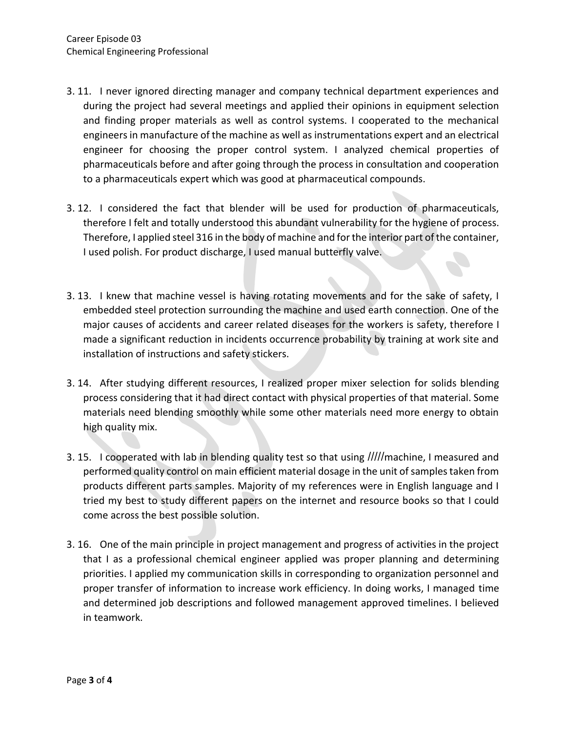3. 11. I never ignored directing manager and company technical department experiences and during the project had several meetings and applied their opinions in equipment selection and finding proper materials as well as control systems. I cooperated to the mechanical engineers in manufacture of the machine as well as instrumentations expert and an electrical engineer for choosing the proper control system. I analyzed chemical properties of pharmaceuticals before and after going through the process in consultation and cooperation to a pharmaceuticals expert which was good at pharmaceutical compounds.

3. 12. I considered the fact that blender will be used for production of pharmaceuticals, therefore I felt and totally understood this abundant vulnerability for the hygiene of process. Therefore, I applied steel 316 in the body of machine and for the interior part of the container, I used polish. For product discharge, I used manual butterfly valve.

3. 13. I knew that machine vessel is having rotating movements and for the sake of safety, I embedded steel protection surrounding the machine and used earth connection. One of the major causes of accidents and career related diseases for the workers is safety, therefore I made a significant reduction in incidents occurrence probability by training at work site and installation of instructions and safety stickers.

3. 14. After studying different resources, I realized proper mixer selection for solids blending process considering that it had direct contact with physical properties of that material. Some materials need blending smoothly while some other materials need more energy to obtain high quality mix.

3. 15. I cooperated with lab in blending quality test so that using /////machine, I measured and performed quality control on main efficient material dosage in the unit of samples taken from products different parts samples. Majority of my references were in English language and I tried my best to study different papers on the internet and resource books so that I could come across the best possible solution.

3. 16. One of the main principle in project management and progress of activities in the project that I as a professional chemical engineer applied was proper planning and determining priorities. I applied my communication skills in corresponding to organization personnel and proper transfer of information to increase work efficiency. In doing works, I managed time and determined job descriptions and followed management approved timelines. I believed in teamwork.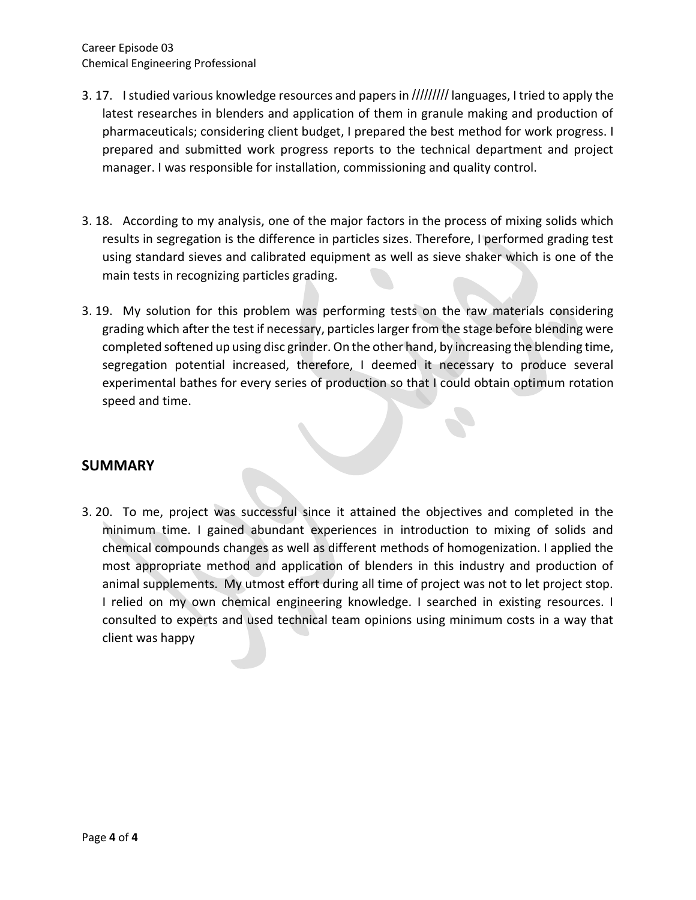3. 17. I studied various knowledge resources and papers in ///////// languages, I tried to apply the latest researches in blenders and application of them in granule making and production of pharmaceuticals; considering client budget, I prepared the best method for work progress. I prepared and submitted work progress reports to the technical department and project manager. I was responsible for installation, commissioning and quality control.

3. 18. According to my analysis, one of the major factors in the process of mixing solids which results in segregation is the difference in particles sizes. Therefore, I performed grading test using standard sieves and calibrated equipment as well as sieve shaker which is one of the main tests in recognizing particles grading.

3. 19. My solution for this problem was performing tests on the raw materials considering grading which after the test if necessary, particles larger from the stage before blending were completed softened up using disc grinder. On the other hand, by increasing the blending time, segregation potential increased, therefore, I deemed it necessary to produce several experimental bathes for every series of production so that I could obtain optimum rotation speed and time.

## SUMMARY

3. 20. To me, project was successful since it attained the objectives and completed in the minimum time. I gained abundant experiences in introduction to mixing of solids and chemical compounds changes as well as different methods of homogenization. I applied the most appropriate method and application of blenders in this industry and production of animal supplements. My utmost effort during all time of project was not to let project stop. I relied on my own chemical engineering knowledge. I searched in existing resources. I consulted to experts and used technical team opinions using minimum costs in a way that client was happy